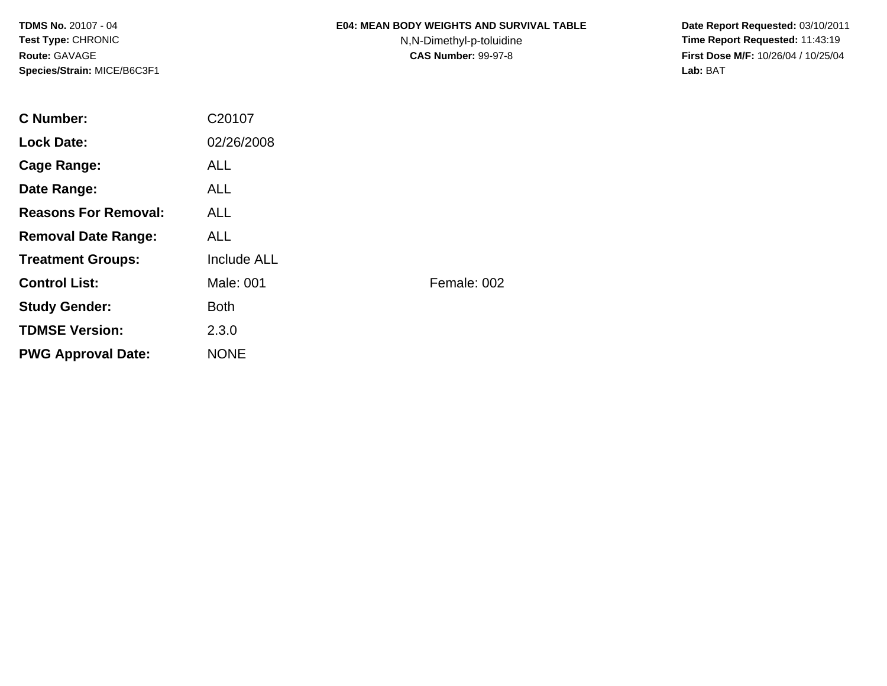**TDMS No.** 20107 - 04
**Test Type:** CHRONIC
**Route:** GAVAGE
**Species/Strain:** MICE/B6C3F1

**E04: MEAN BODY WEIGHTS AND SURVIVAL TABLE**
N,N-Dimethyl-p-toluidine
**CAS Number:** 99-97-8

**Date Report Requested:** 03/10/2011
**Time Report Requested:** 11:43:19
**First Dose M/F:** 10/26/04 / 10/25/04
**Lab:** BAT

| | | |
|---|---|---|
| **C Number:** | C20107 | |
| **Lock Date:** | 02/26/2008 | |
| **Cage Range:** | ALL | |
| **Date Range:** | ALL | |
| **Reasons For Removal:** | ALL | |
| **Removal Date Range:** | ALL | |
| **Treatment Groups:** | Include ALL | |
| **Control List:** | Male: 001 | Female: 002 |
| **Study Gender:** | Both | |
| **TDMSE Version:** | 2.3.0 | |
| **PWG Approval Date:** | NONE | |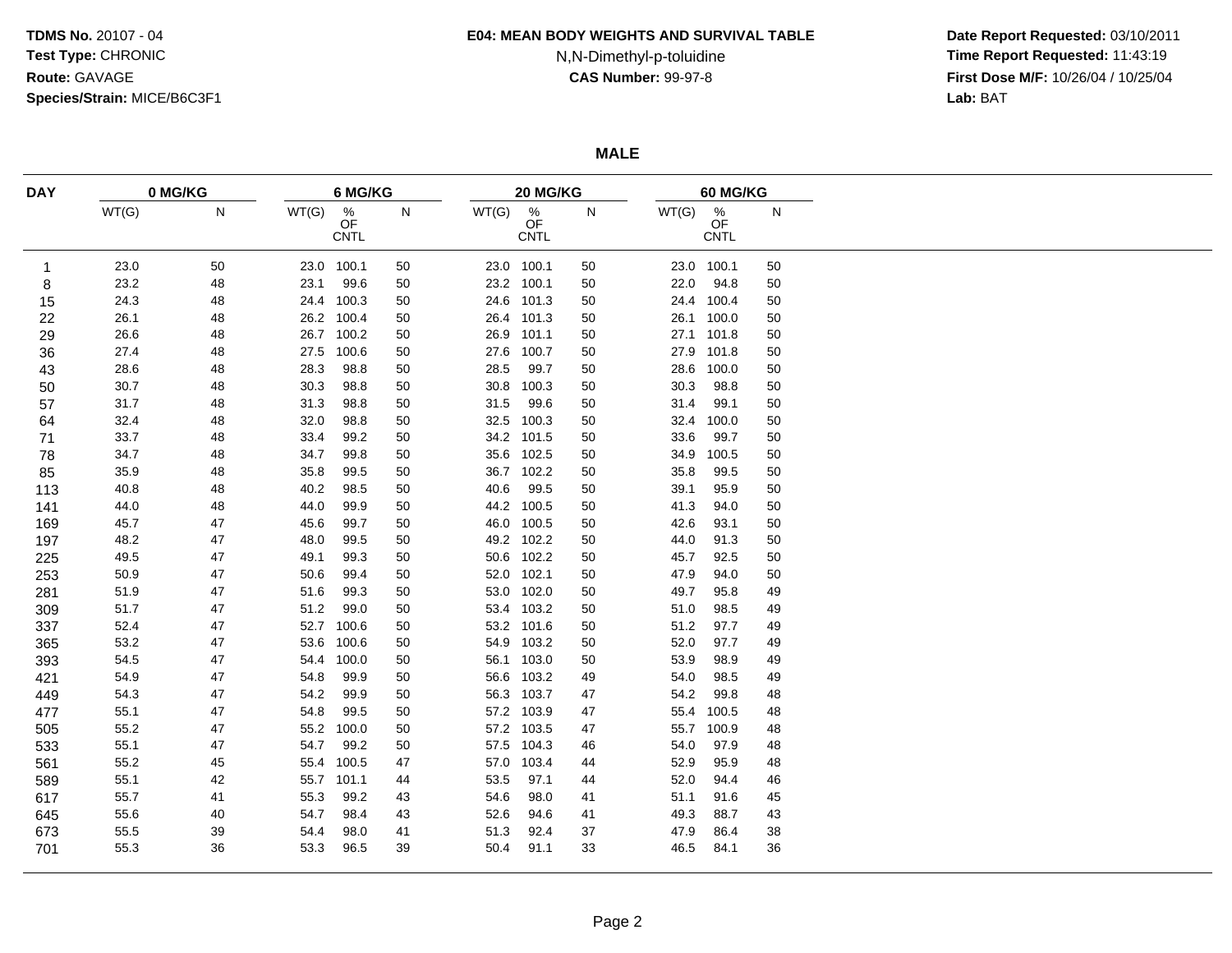**TDMS No.** 20107 - 04
**Test Type:** CHRONIC
**Route:** GAVAGE
**Species/Strain:** MICE/B6C3F1

**E04: MEAN BODY WEIGHTS AND SURVIVAL TABLE**
N,N-Dimethyl-p-toluidine
**CAS Number:** 99-97-8

**Date Report Requested:** 03/10/2011
**Time Report Requested:** 11:43:19
**First Dose M/F:** 10/26/04 / 10/25/04
**Lab:** BAT

## MALE

| DAY | 0 MG/KG | | 6 MG/KG | | | 20 MG/KG | | | 60 MG/KG | | |
|---|---|---|---|---|---|---|---|---|---|---|---|
| | WT(G) | N | WT(G) | % OF CNTL | N | WT(G) | % OF CNTL | N | WT(G) | % OF CNTL | N |
| 1 | 23.0 | 50 | 23.0 | 100.1 | 50 | 23.0 | 100.1 | 50 | 23.0 | 100.1 | 50 |
| 8 | 23.2 | 48 | 23.1 | 99.6 | 50 | 23.2 | 100.1 | 50 | 22.0 | 94.8 | 50 |
| 15 | 24.3 | 48 | 24.4 | 100.3 | 50 | 24.6 | 101.3 | 50 | 24.4 | 100.4 | 50 |
| 22 | 26.1 | 48 | 26.2 | 100.4 | 50 | 26.4 | 101.3 | 50 | 26.1 | 100.0 | 50 |
| 29 | 26.6 | 48 | 26.7 | 100.2 | 50 | 26.9 | 101.1 | 50 | 27.1 | 101.8 | 50 |
| 36 | 27.4 | 48 | 27.5 | 100.6 | 50 | 27.6 | 100.7 | 50 | 27.9 | 101.8 | 50 |
| 43 | 28.6 | 48 | 28.3 | 98.8 | 50 | 28.5 | 99.7 | 50 | 28.6 | 100.0 | 50 |
| 50 | 30.7 | 48 | 30.3 | 98.8 | 50 | 30.8 | 100.3 | 50 | 30.3 | 98.8 | 50 |
| 57 | 31.7 | 48 | 31.3 | 98.8 | 50 | 31.5 | 99.6 | 50 | 31.4 | 99.1 | 50 |
| 64 | 32.4 | 48 | 32.0 | 98.8 | 50 | 32.5 | 100.3 | 50 | 32.4 | 100.0 | 50 |
| 71 | 33.7 | 48 | 33.4 | 99.2 | 50 | 34.2 | 101.5 | 50 | 33.6 | 99.7 | 50 |
| 78 | 34.7 | 48 | 34.7 | 99.8 | 50 | 35.6 | 102.5 | 50 | 34.9 | 100.5 | 50 |
| 85 | 35.9 | 48 | 35.8 | 99.5 | 50 | 36.7 | 102.2 | 50 | 35.8 | 99.5 | 50 |
| 113 | 40.8 | 48 | 40.2 | 98.5 | 50 | 40.6 | 99.5 | 50 | 39.1 | 95.9 | 50 |
| 141 | 44.0 | 48 | 44.0 | 99.9 | 50 | 44.2 | 100.5 | 50 | 41.3 | 94.0 | 50 |
| 169 | 45.7 | 47 | 45.6 | 99.7 | 50 | 46.0 | 100.5 | 50 | 42.6 | 93.1 | 50 |
| 197 | 48.2 | 47 | 48.0 | 99.5 | 50 | 49.2 | 102.2 | 50 | 44.0 | 91.3 | 50 |
| 225 | 49.5 | 47 | 49.1 | 99.3 | 50 | 50.6 | 102.2 | 50 | 45.7 | 92.5 | 50 |
| 253 | 50.9 | 47 | 50.6 | 99.4 | 50 | 52.0 | 102.1 | 50 | 47.9 | 94.0 | 50 |
| 281 | 51.9 | 47 | 51.6 | 99.3 | 50 | 53.0 | 102.0 | 50 | 49.7 | 95.8 | 49 |
| 309 | 51.7 | 47 | 51.2 | 99.0 | 50 | 53.4 | 103.2 | 50 | 51.0 | 98.5 | 49 |
| 337 | 52.4 | 47 | 52.7 | 100.6 | 50 | 53.2 | 101.6 | 50 | 51.2 | 97.7 | 49 |
| 365 | 53.2 | 47 | 53.6 | 100.6 | 50 | 54.9 | 103.2 | 50 | 52.0 | 97.7 | 49 |
| 393 | 54.5 | 47 | 54.4 | 100.0 | 50 | 56.1 | 103.0 | 50 | 53.9 | 98.9 | 49 |
| 421 | 54.9 | 47 | 54.8 | 99.9 | 50 | 56.6 | 103.2 | 49 | 54.0 | 98.5 | 49 |
| 449 | 54.3 | 47 | 54.2 | 99.9 | 50 | 56.3 | 103.7 | 47 | 54.2 | 99.8 | 48 |
| 477 | 55.1 | 47 | 54.8 | 99.5 | 50 | 57.2 | 103.9 | 47 | 55.4 | 100.5 | 48 |
| 505 | 55.2 | 47 | 55.2 | 100.0 | 50 | 57.2 | 103.5 | 47 | 55.7 | 100.9 | 48 |
| 533 | 55.1 | 47 | 54.7 | 99.2 | 50 | 57.5 | 104.3 | 46 | 54.0 | 97.9 | 48 |
| 561 | 55.2 | 45 | 55.4 | 100.5 | 47 | 57.0 | 103.4 | 44 | 52.9 | 95.9 | 48 |
| 589 | 55.1 | 42 | 55.7 | 101.1 | 44 | 53.5 | 97.1 | 44 | 52.0 | 94.4 | 46 |
| 617 | 55.7 | 41 | 55.3 | 99.2 | 43 | 54.6 | 98.0 | 41 | 51.1 | 91.6 | 45 |
| 645 | 55.6 | 40 | 54.7 | 98.4 | 43 | 52.6 | 94.6 | 41 | 49.3 | 88.7 | 43 |
| 673 | 55.5 | 39 | 54.4 | 98.0 | 41 | 51.3 | 92.4 | 37 | 47.9 | 86.4 | 38 |
| 701 | 55.3 | 36 | 53.3 | 96.5 | 39 | 50.4 | 91.1 | 33 | 46.5 | 84.1 | 36 |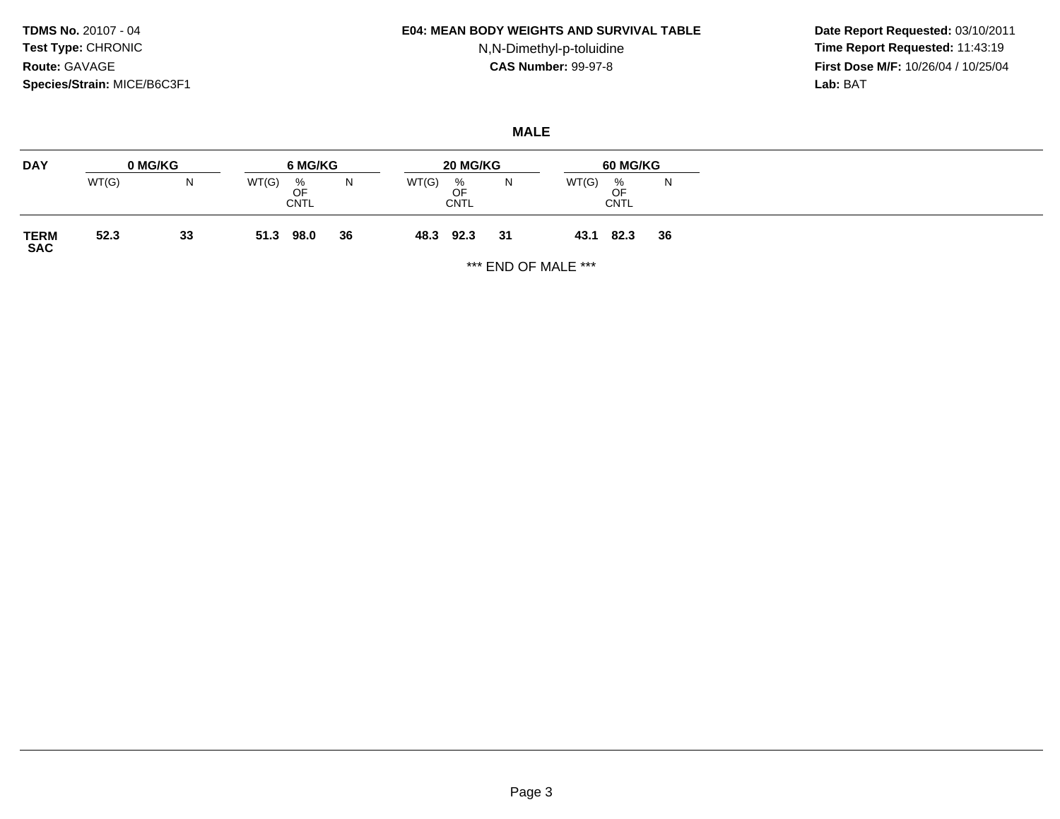**TDMS No.** 20107 - 04
**Test Type:** CHRONIC
**Route:** GAVAGE
**Species/Strain:** MICE/B6C3F1

**E04: MEAN BODY WEIGHTS AND SURVIVAL TABLE**
N,N-Dimethyl-p-toluidine
**CAS Number:** 99-97-8

**Date Report Requested:** 03/10/2011
**Time Report Requested:** 11:43:19
**First Dose M/F:** 10/26/04 / 10/25/04
**Lab:** BAT

## MALE

| DAY | 0 MG/KG | | 6 MG/KG | | | 20 MG/KG | | | 60 MG/KG | | |
|---|---|---|---|---|---|---|---|---|---|---|---|
| | WT(G) | N | WT(G) | % OF CNTL | N | WT(G) | % OF CNTL | N | WT(G) | % OF CNTL | N |
| **TERM SAC** | **52.3** | **33** | **51.3** | **98.0** | **36** | **48.3** | **92.3** | **31** | **43.1** | **82.3** | **36** |

\*\*\* END OF MALE \*\*\*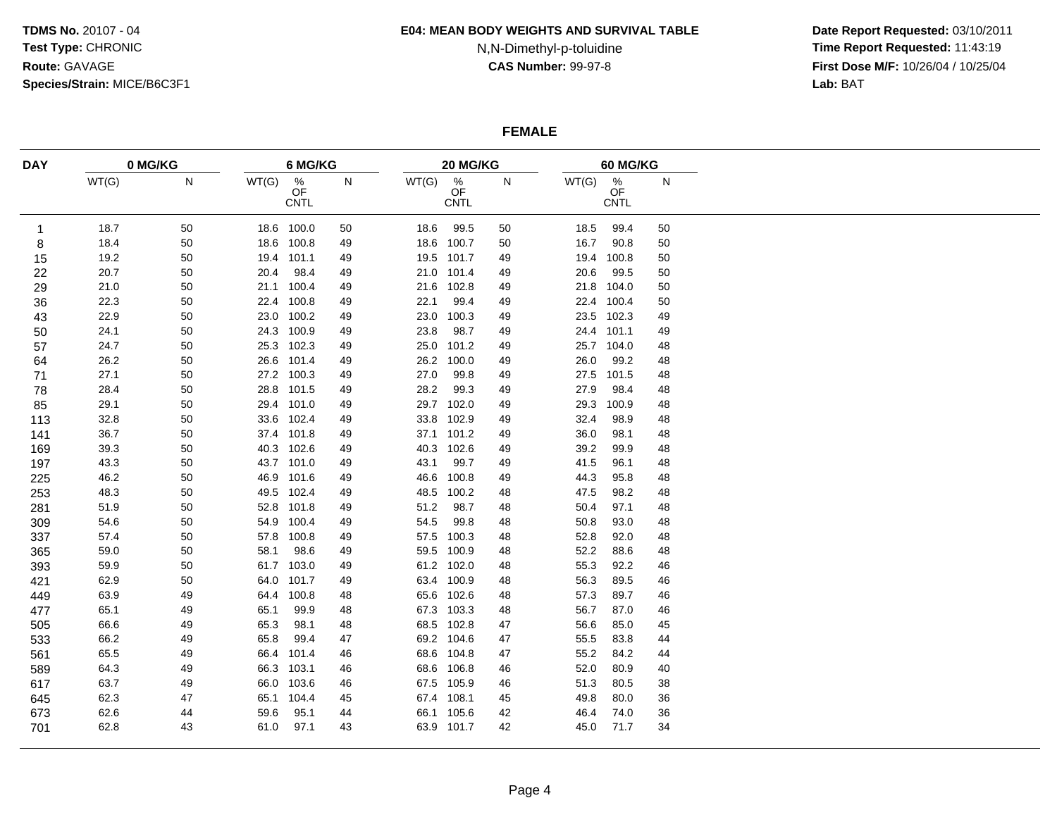**TDMS No.** 20107 - 04
**Test Type:** CHRONIC
**Route:** GAVAGE
**Species/Strain:** MICE/B6C3F1

**E04: MEAN BODY WEIGHTS AND SURVIVAL TABLE**
N,N-Dimethyl-p-toluidine
**CAS Number:** 99-97-8

**Date Report Requested:** 03/10/2011
**Time Report Requested:** 11:43:19
**First Dose M/F:** 10/26/04 / 10/25/04
**Lab:** BAT

## FEMALE

| DAY | 0 MG/KG | | 6 MG/KG | | | 20 MG/KG | | | 60 MG/KG | | |
|---|---|---|---|---|---|---|---|---|---|---|---|
| | WT(G) | N | WT(G) | % OF CNTL | N | WT(G) | % OF CNTL | N | WT(G) | % OF CNTL | N |
| 1 | 18.7 | 50 | 18.6 | 100.0 | 50 | 18.6 | 99.5 | 50 | 18.5 | 99.4 | 50 |
| 8 | 18.4 | 50 | 18.6 | 100.8 | 49 | 18.6 | 100.7 | 50 | 16.7 | 90.8 | 50 |
| 15 | 19.2 | 50 | 19.4 | 101.1 | 49 | 19.5 | 101.7 | 49 | 19.4 | 100.8 | 50 |
| 22 | 20.7 | 50 | 20.4 | 98.4 | 49 | 21.0 | 101.4 | 49 | 20.6 | 99.5 | 50 |
| 29 | 21.0 | 50 | 21.1 | 100.4 | 49 | 21.6 | 102.8 | 49 | 21.8 | 104.0 | 50 |
| 36 | 22.3 | 50 | 22.4 | 100.8 | 49 | 22.1 | 99.4 | 49 | 22.4 | 100.4 | 50 |
| 43 | 22.9 | 50 | 23.0 | 100.2 | 49 | 23.0 | 100.3 | 49 | 23.5 | 102.3 | 49 |
| 50 | 24.1 | 50 | 24.3 | 100.9 | 49 | 23.8 | 98.7 | 49 | 24.4 | 101.1 | 49 |
| 57 | 24.7 | 50 | 25.3 | 102.3 | 49 | 25.0 | 101.2 | 49 | 25.7 | 104.0 | 48 |
| 64 | 26.2 | 50 | 26.6 | 101.4 | 49 | 26.2 | 100.0 | 49 | 26.0 | 99.2 | 48 |
| 71 | 27.1 | 50 | 27.2 | 100.3 | 49 | 27.0 | 99.8 | 49 | 27.5 | 101.5 | 48 |
| 78 | 28.4 | 50 | 28.8 | 101.5 | 49 | 28.2 | 99.3 | 49 | 27.9 | 98.4 | 48 |
| 85 | 29.1 | 50 | 29.4 | 101.0 | 49 | 29.7 | 102.0 | 49 | 29.3 | 100.9 | 48 |
| 113 | 32.8 | 50 | 33.6 | 102.4 | 49 | 33.8 | 102.9 | 49 | 32.4 | 98.9 | 48 |
| 141 | 36.7 | 50 | 37.4 | 101.8 | 49 | 37.1 | 101.2 | 49 | 36.0 | 98.1 | 48 |
| 169 | 39.3 | 50 | 40.3 | 102.6 | 49 | 40.3 | 102.6 | 49 | 39.2 | 99.9 | 48 |
| 197 | 43.3 | 50 | 43.7 | 101.0 | 49 | 43.1 | 99.7 | 49 | 41.5 | 96.1 | 48 |
| 225 | 46.2 | 50 | 46.9 | 101.6 | 49 | 46.6 | 100.8 | 49 | 44.3 | 95.8 | 48 |
| 253 | 48.3 | 50 | 49.5 | 102.4 | 49 | 48.5 | 100.2 | 48 | 47.5 | 98.2 | 48 |
| 281 | 51.9 | 50 | 52.8 | 101.8 | 49 | 51.2 | 98.7 | 48 | 50.4 | 97.1 | 48 |
| 309 | 54.6 | 50 | 54.9 | 100.4 | 49 | 54.5 | 99.8 | 48 | 50.8 | 93.0 | 48 |
| 337 | 57.4 | 50 | 57.8 | 100.8 | 49 | 57.5 | 100.3 | 48 | 52.8 | 92.0 | 48 |
| 365 | 59.0 | 50 | 58.1 | 98.6 | 49 | 59.5 | 100.9 | 48 | 52.2 | 88.6 | 48 |
| 393 | 59.9 | 50 | 61.7 | 103.0 | 49 | 61.2 | 102.0 | 48 | 55.3 | 92.2 | 46 |
| 421 | 62.9 | 50 | 64.0 | 101.7 | 49 | 63.4 | 100.9 | 48 | 56.3 | 89.5 | 46 |
| 449 | 63.9 | 49 | 64.4 | 100.8 | 48 | 65.6 | 102.6 | 48 | 57.3 | 89.7 | 46 |
| 477 | 65.1 | 49 | 65.1 | 99.9 | 48 | 67.3 | 103.3 | 48 | 56.7 | 87.0 | 46 |
| 505 | 66.6 | 49 | 65.3 | 98.1 | 48 | 68.5 | 102.8 | 47 | 56.6 | 85.0 | 45 |
| 533 | 66.2 | 49 | 65.8 | 99.4 | 47 | 69.2 | 104.6 | 47 | 55.5 | 83.8 | 44 |
| 561 | 65.5 | 49 | 66.4 | 101.4 | 46 | 68.6 | 104.8 | 47 | 55.2 | 84.2 | 44 |
| 589 | 64.3 | 49 | 66.3 | 103.1 | 46 | 68.6 | 106.8 | 46 | 52.0 | 80.9 | 40 |
| 617 | 63.7 | 49 | 66.0 | 103.6 | 46 | 67.5 | 105.9 | 46 | 51.3 | 80.5 | 38 |
| 645 | 62.3 | 47 | 65.1 | 104.4 | 45 | 67.4 | 108.1 | 45 | 49.8 | 80.0 | 36 |
| 673 | 62.6 | 44 | 59.6 | 95.1 | 44 | 66.1 | 105.6 | 42 | 46.4 | 74.0 | 36 |
| 701 | 62.8 | 43 | 61.0 | 97.1 | 43 | 63.9 | 101.7 | 42 | 45.0 | 71.7 | 34 |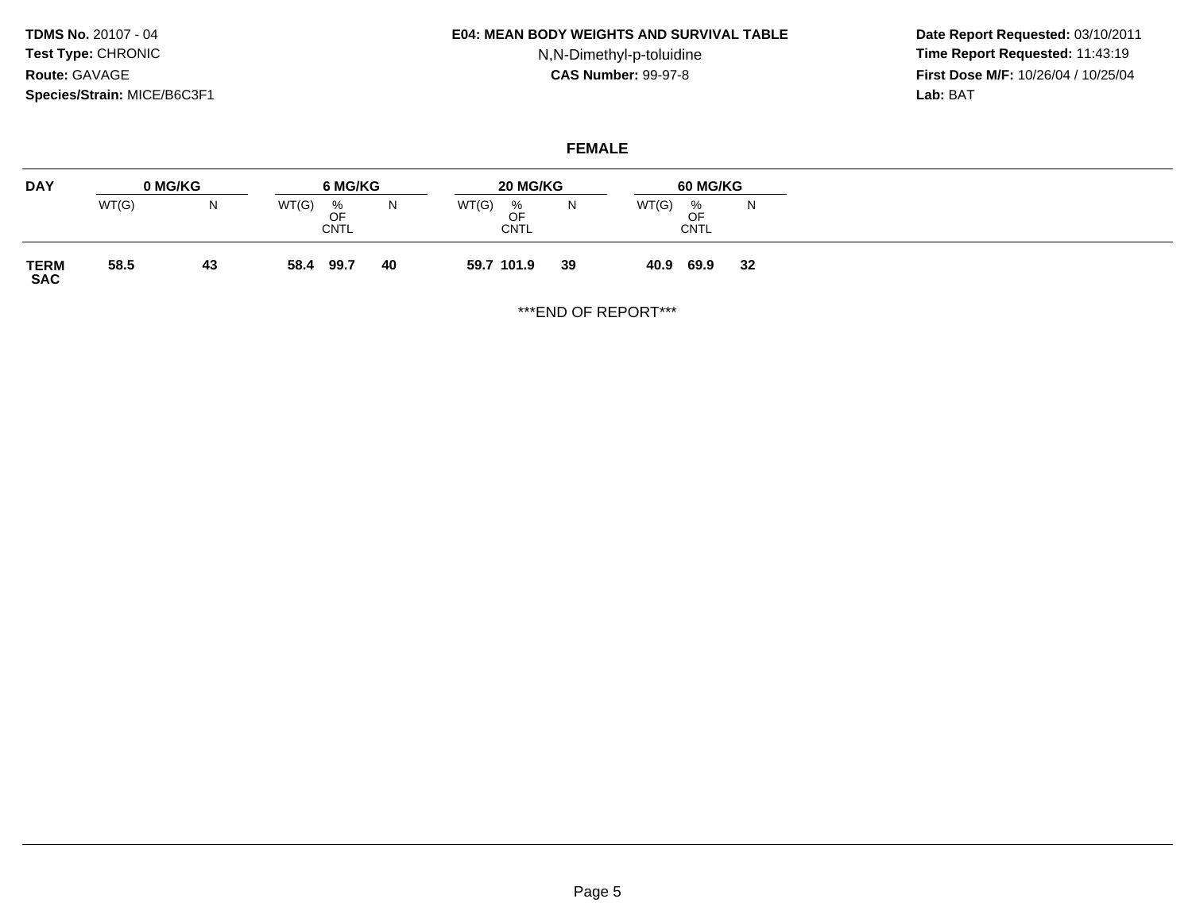**TDMS No.** 20107 - 04
**Test Type:** CHRONIC
**Route:** GAVAGE
**Species/Strain:** MICE/B6C3F1

**E04: MEAN BODY WEIGHTS AND SURVIVAL TABLE**
N,N-Dimethyl-p-toluidine
**CAS Number:** 99-97-8

**Date Report Requested:** 03/10/2011
**Time Report Requested:** 11:43:19
**First Dose M/F:** 10/26/04 / 10/25/04
**Lab:** BAT

### FEMALE

| DAY | 0 MG/KG | | 6 MG/KG | | | 20 MG/KG | | | 60 MG/KG | | |
|---|---|---|---|---|---|---|---|---|---|---|---|
| | WT(G) | N | WT(G) | % OF CNTL | N | WT(G) | % OF CNTL | N | WT(G) | % OF CNTL | N |
| **TERM SAC** | **58.5** | **43** | **58.4** | **99.7** | **40** | **59.7** | **101.9** | **39** | **40.9** | **69.9** | **32** |

\*\*\*END OF REPORT\*\*\*